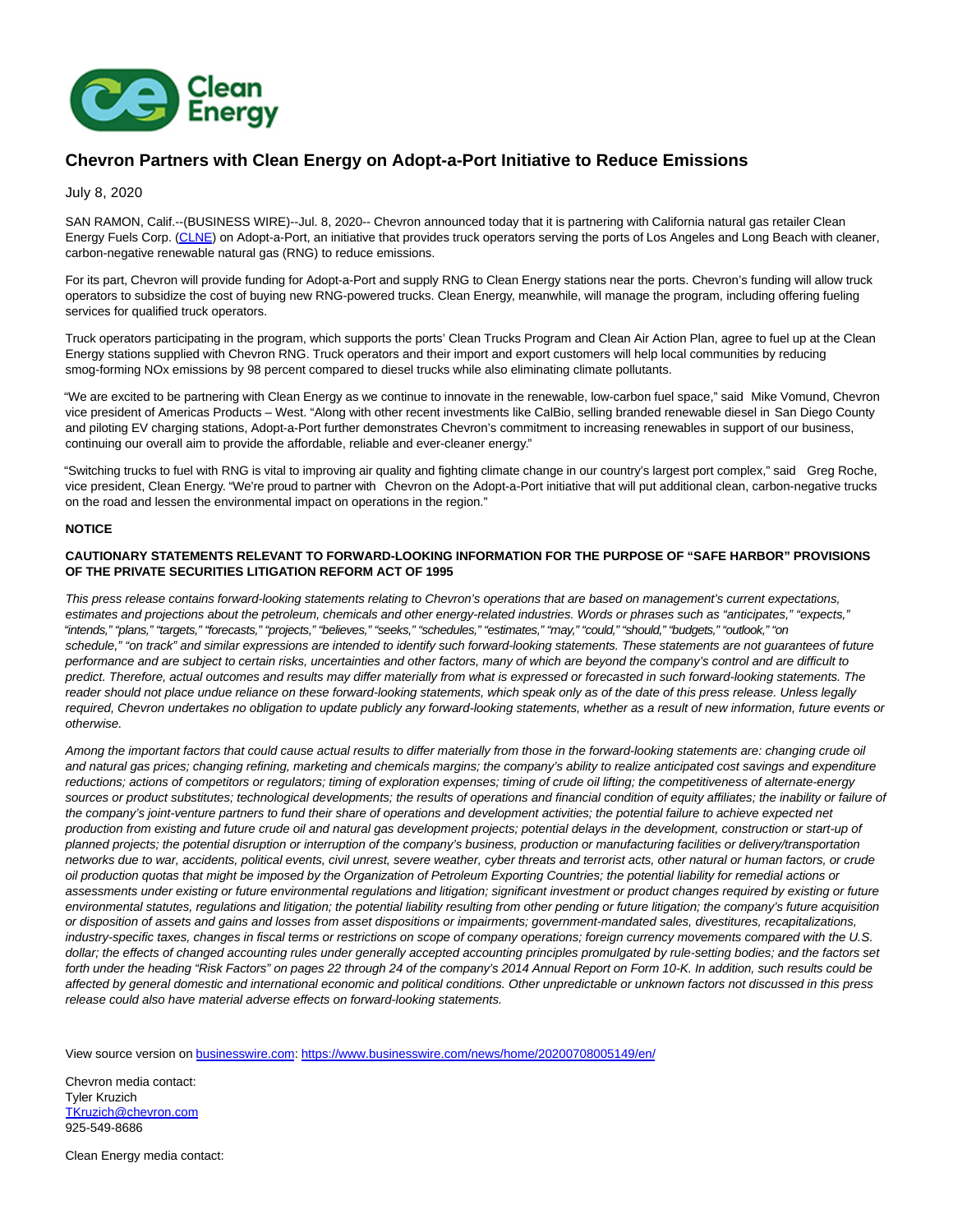Clean Energy

# Chevron Partners with Clean Energy on Adopt-a-Port Initiative to Reduce Emissions

July 8, 2020

SAN RAMON, Calif.--(BUSINESS WIRE)--Jul. 8, 2020-- Chevron announced today that it is partnering with California natural gas retailer Clean Energy Fuels Corp. (CLNE) on Adopt-a-Port, an initiative that provides truck operators serving the ports of Los Angeles and Long Beach with cleaner, carbon-negative renewable natural gas (RNG) to reduce emissions.

For its part, Chevron will provide funding for Adopt-a-Port and supply RNG to Clean Energy stations near the ports. Chevron's funding will allow truck operators to subsidize the cost of buying new RNG-powered trucks. Clean Energy, meanwhile, will manage the program, including offering fueling services for qualified truck operators.

Truck operators participating in the program, which supports the ports' Clean Trucks Program and Clean Air Action Plan, agree to fuel up at the Clean Energy stations supplied with Chevron RNG. Truck operators and their import and export customers will help local communities by reducing smog-forming NOx emissions by 98 percent compared to diesel trucks while also eliminating climate pollutants.

"We are excited to be partnering with Clean Energy as we continue to innovate in the renewable, low-carbon fuel space," said Mike Vomund, Chevron vice president of Americas Products – West. "Along with other recent investments like CalBio, selling branded renewable diesel in San Diego County and piloting EV charging stations, Adopt-a-Port further demonstrates Chevron's commitment to increasing renewables in support of our business, continuing our overall aim to provide the affordable, reliable and ever-cleaner energy."

"Switching trucks to fuel with RNG is vital to improving air quality and fighting climate change in our country's largest port complex," said Greg Roche, vice president, Clean Energy. "We're proud to partner with Chevron on the Adopt-a-Port initiative that will put additional clean, carbon-negative trucks on the road and lessen the environmental impact on operations in the region."

**NOTICE**

**CAUTIONARY STATEMENTS RELEVANT TO FORWARD-LOOKING INFORMATION FOR THE PURPOSE OF "SAFE HARBOR" PROVISIONS OF THE PRIVATE SECURITIES LITIGATION REFORM ACT OF 1995**

*This press release contains forward-looking statements relating to Chevron's operations that are based on management's current expectations, estimates and projections about the petroleum, chemicals and other energy-related industries. Words or phrases such as "anticipates," "expects," "intends," "plans," "targets," "forecasts," "projects," "believes," "seeks," "schedules," "estimates," "may," "could," "should," "budgets," "outlook," "on schedule," "on track" and similar expressions are intended to identify such forward-looking statements. These statements are not guarantees of future performance and are subject to certain risks, uncertainties and other factors, many of which are beyond the company's control and are difficult to predict. Therefore, actual outcomes and results may differ materially from what is expressed or forecasted in such forward-looking statements. The reader should not place undue reliance on these forward-looking statements, which speak only as of the date of this press release. Unless legally required, Chevron undertakes no obligation to update publicly any forward-looking statements, whether as a result of new information, future events or otherwise.*

*Among the important factors that could cause actual results to differ materially from those in the forward-looking statements are: changing crude oil and natural gas prices; changing refining, marketing and chemicals margins; the company's ability to realize anticipated cost savings and expenditure reductions; actions of competitors or regulators; timing of exploration expenses; timing of crude oil lifting; the competitiveness of alternate-energy sources or product substitutes; technological developments; the results of operations and financial condition of equity affiliates; the inability or failure of the company's joint-venture partners to fund their share of operations and development activities; the potential failure to achieve expected net production from existing and future crude oil and natural gas development projects; potential delays in the development, construction or start-up of planned projects; the potential disruption or interruption of the company's business, production or manufacturing facilities or delivery/transportation networks due to war, accidents, political events, civil unrest, severe weather, cyber threats and terrorist acts, other natural or human factors, or crude oil production quotas that might be imposed by the Organization of Petroleum Exporting Countries; the potential liability for remedial actions or assessments under existing or future environmental regulations and litigation; significant investment or product changes required by existing or future environmental statutes, regulations and litigation; the potential liability resulting from other pending or future litigation; the company's future acquisition or disposition of assets and gains and losses from asset dispositions or impairments; government-mandated sales, divestitures, recapitalizations, industry-specific taxes, changes in fiscal terms or restrictions on scope of company operations; foreign currency movements compared with the U.S. dollar; the effects of changed accounting rules under generally accepted accounting principles promulgated by rule-setting bodies; and the factors set forth under the heading "Risk Factors" on pages 22 through 24 of the company's 2014 Annual Report on Form 10-K. In addition, such results could be affected by general domestic and international economic and political conditions. Other unpredictable or unknown factors not discussed in this press release could also have material adverse effects on forward-looking statements.*

View source version on businesswire.com: https://www.businesswire.com/news/home/20200708005149/en/

Chevron media contact:
Tyler Kruzich
TKruzich@chevron.com
925-549-8686

Clean Energy media contact: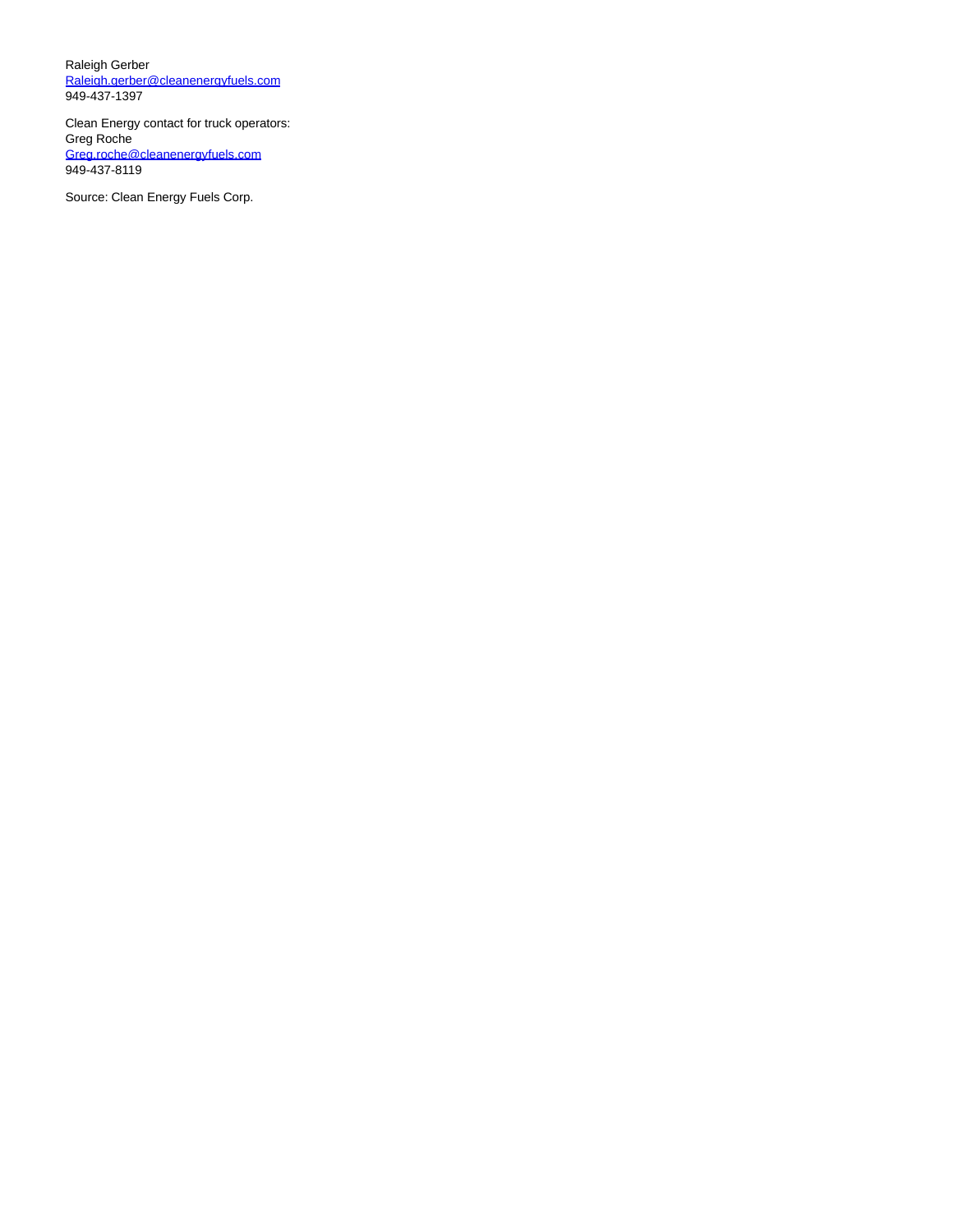Raleigh Gerber
Raleigh.gerber@cleanenergyfuels.com
949-437-1397

Clean Energy contact for truck operators:
Greg Roche
Greg.roche@cleanenergyfuels.com
949-437-8119

Source: Clean Energy Fuels Corp.